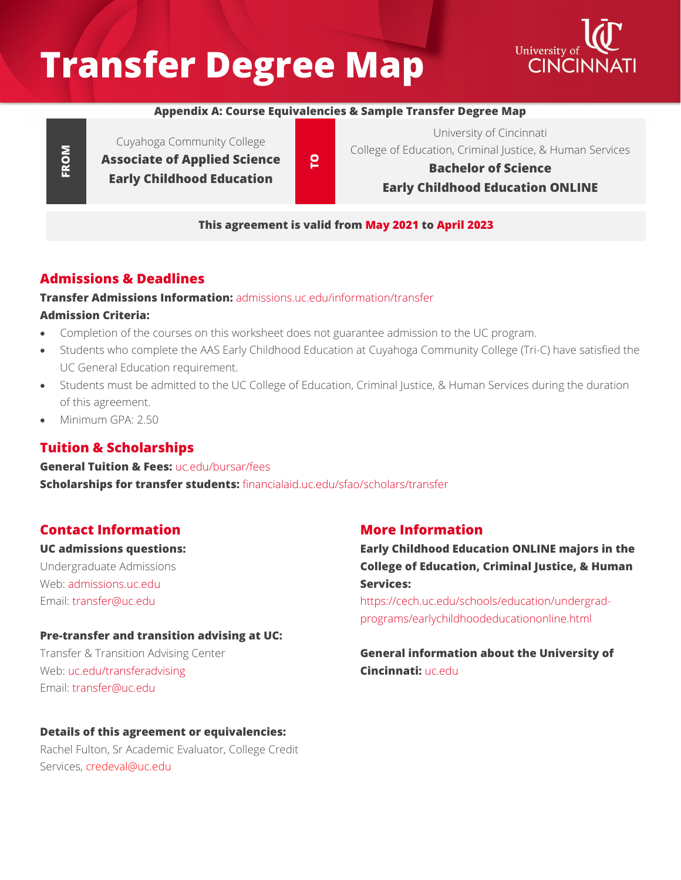# Transfer Degree Map

University of CINCINNATI

**Appendix A: Course Equivalencies & Sample Transfer Degree Map**

| FROM | | TO | |
|---|---|---|---|
| | Cuyahoga Community College **Associate of Applied Science Early Childhood Education** | | University of Cincinnati College of Education, Criminal Justice, & Human Services **Bachelor of Science Early Childhood Education ONLINE** |

**This agreement is valid from May 2021 to April 2023**

## Admissions & Deadlines

**Transfer Admissions Information:** admissions.uc.edu/information/transfer

**Admission Criteria:**

- Completion of the courses on this worksheet does not guarantee admission to the UC program.
- Students who complete the AAS Early Childhood Education at Cuyahoga Community College (Tri-C) have satisfied the UC General Education requirement.
- Students must be admitted to the UC College of Education, Criminal Justice, & Human Services during the duration of this agreement.
- Minimum GPA: 2.50

## Tuition & Scholarships

**General Tuition & Fees:** uc.edu/bursar/fees

**Scholarships for transfer students:** financialaid.uc.edu/sfao/scholars/transfer

## Contact Information

**UC admissions questions:**

Undergraduate Admissions
Web: admissions.uc.edu
Email: transfer@uc.edu

**Pre-transfer and transition advising at UC:**

Transfer & Transition Advising Center
Web: uc.edu/transferadvising
Email: transfer@uc.edu

**Details of this agreement or equivalencies:**

Rachel Fulton, Sr Academic Evaluator, College Credit Services, credeval@uc.edu

## More Information

**Early Childhood Education ONLINE majors in the College of Education, Criminal Justice, & Human Services:**

https://cech.uc.edu/schools/education/undergrad-programs/earlychildhoodeducationonline.html

**General information about the University of Cincinnati:** uc.edu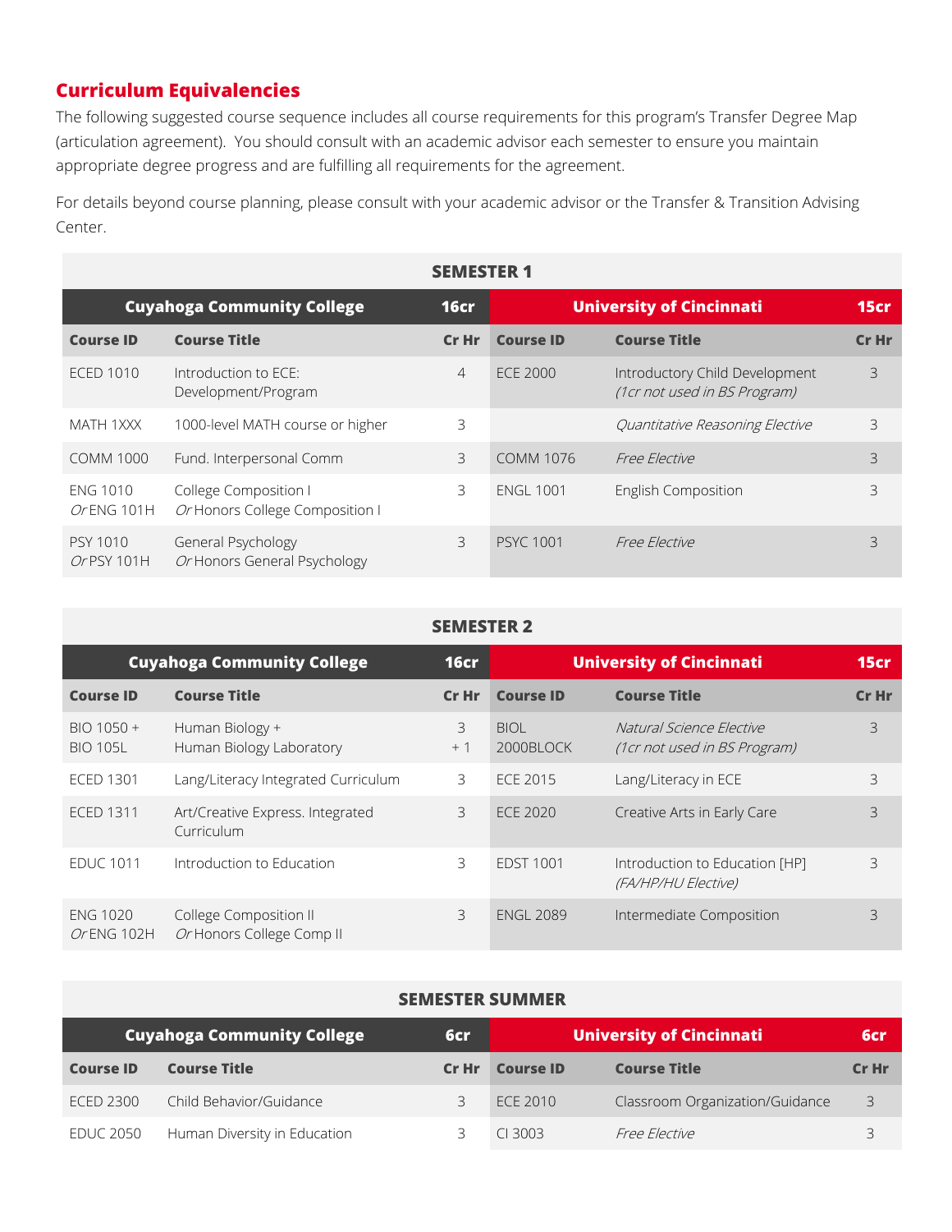## Curriculum Equivalencies

The following suggested course sequence includes all course requirements for this program's Transfer Degree Map (articulation agreement). You should consult with an academic advisor each semester to ensure you maintain appropriate degree progress and are fulfilling all requirements for the agreement.

For details beyond course planning, please consult with your academic advisor or the Transfer & Transition Advising Center.

**SEMESTER 1**

| Cuyahoga Community College | | 16cr | University of Cincinnati | | 15cr |
|---|---|---|---|---|---|
| **Course ID** | **Course Title** | **Cr Hr** | **Course ID** | **Course Title** | **Cr Hr** |
| ECED 1010 | Introduction to ECE: Development/Program | 4 | ECE 2000 | Introductory Child Development *(1cr not used in BS Program)* | 3 |
| MATH 1XXX | 1000-level MATH course or higher | 3 | | *Quantitative Reasoning Elective* | 3 |
| COMM 1000 | Fund. Interpersonal Comm | 3 | COMM 1076 | *Free Elective* | 3 |
| ENG 1010 *Or* ENG 101H | College Composition I *Or* Honors College Composition I | 3 | ENGL 1001 | English Composition | 3 |
| PSY 1010 *Or* PSY 101H | General Psychology *Or* Honors General Psychology | 3 | PSYC 1001 | *Free Elective* | 3 |

**SEMESTER 2**

| Cuyahoga Community College | | 16cr | University of Cincinnati | | 15cr |
|---|---|---|---|---|---|
| **Course ID** | **Course Title** | **Cr Hr** | **Course ID** | **Course Title** | **Cr Hr** |
| BIO 1050 + BIO 105L | Human Biology + Human Biology Laboratory | 3 + 1 | BIOL 2000BLOCK | *Natural Science Elective (1cr not used in BS Program)* | 3 |
| ECED 1301 | Lang/Literacy Integrated Curriculum | 3 | ECE 2015 | Lang/Literacy in ECE | 3 |
| ECED 1311 | Art/Creative Express. Integrated Curriculum | 3 | ECE 2020 | Creative Arts in Early Care | 3 |
| EDUC 1011 | Introduction to Education | 3 | EDST 1001 | Introduction to Education [HP] *(FA/HP/HU Elective)* | 3 |
| ENG 1020 *Or* ENG 102H | College Composition II *Or* Honors College Comp II | 3 | ENGL 2089 | Intermediate Composition | 3 |

**SEMESTER SUMMER**

| Cuyahoga Community College | | 6cr | University of Cincinnati | | 6cr |
|---|---|---|---|---|---|
| **Course ID** | **Course Title** | **Cr Hr** | **Course ID** | **Course Title** | **Cr Hr** |
| ECED 2300 | Child Behavior/Guidance | 3 | ECE 2010 | Classroom Organization/Guidance | 3 |
| EDUC 2050 | Human Diversity in Education | 3 | CI 3003 | *Free Elective* | 3 |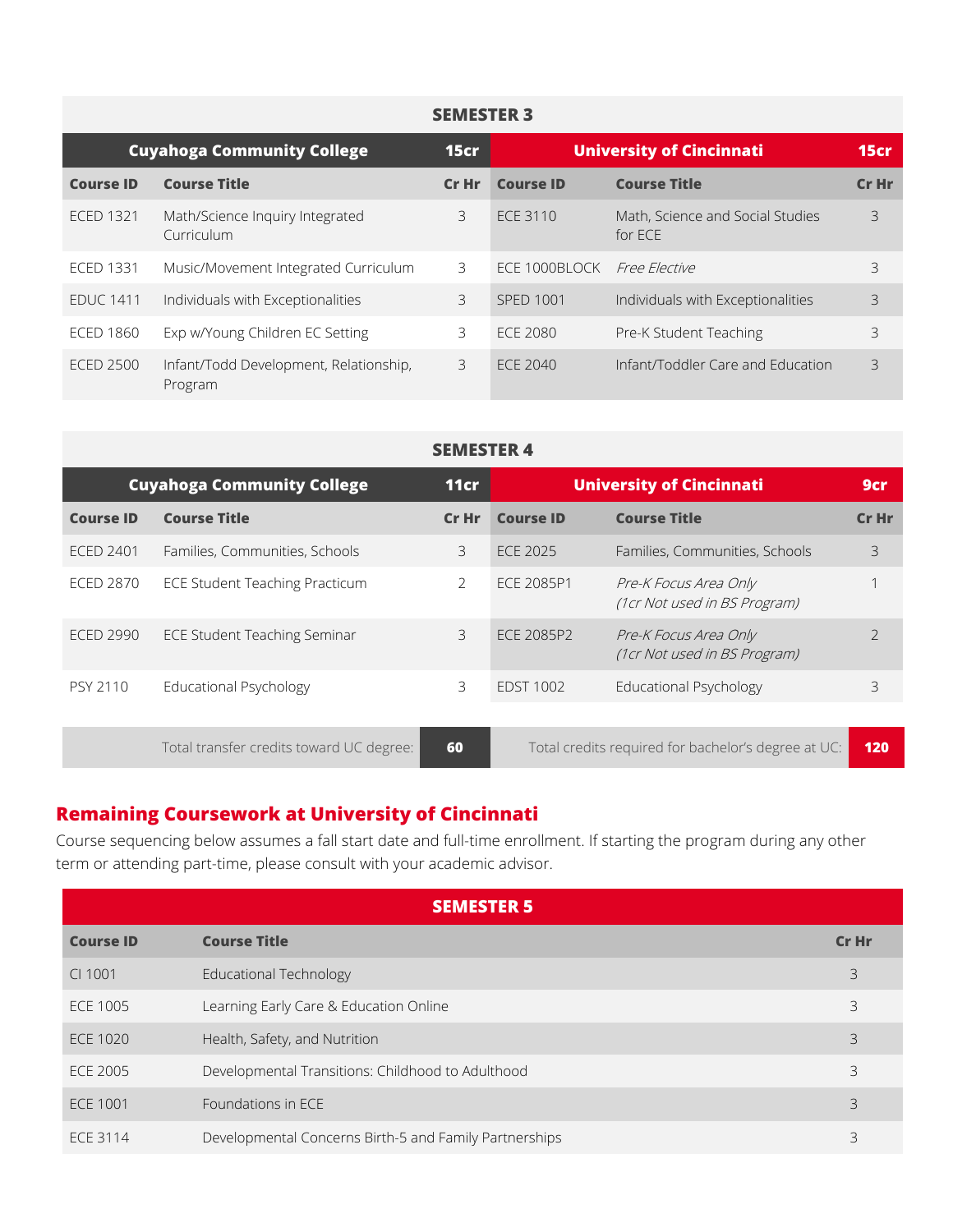| SEMESTER 3 | | | | | |
|---|---|---|---|---|---|
| **Cuyahoga Community College** | | **15cr** | **University of Cincinnati** | | **15cr** |
| **Course ID** | **Course Title** | **Cr Hr** | **Course ID** | **Course Title** | **Cr Hr** |
| ECED 1321 | Math/Science Inquiry Integrated Curriculum | 3 | ECE 3110 | Math, Science and Social Studies for ECE | 3 |
| ECED 1331 | Music/Movement Integrated Curriculum | 3 | ECE 1000BLOCK | *Free Elective* | 3 |
| EDUC 1411 | Individuals with Exceptionalities | 3 | SPED 1001 | Individuals with Exceptionalities | 3 |
| ECED 1860 | Exp w/Young Children EC Setting | 3 | ECE 2080 | Pre-K Student Teaching | 3 |
| ECED 2500 | Infant/Todd Development, Relationship, Program | 3 | ECE 2040 | Infant/Toddler Care and Education | 3 |

| SEMESTER 4 | | | | | |
|---|---|---|---|---|---|
| **Cuyahoga Community College** | | **11cr** | **University of Cincinnati** | | **9cr** |
| **Course ID** | **Course Title** | **Cr Hr** | **Course ID** | **Course Title** | **Cr Hr** |
| ECED 2401 | Families, Communities, Schools | 3 | ECE 2025 | Families, Communities, Schools | 3 |
| ECED 2870 | ECE Student Teaching Practicum | 2 | ECE 2085P1 | *Pre-K Focus Area Only (1cr Not used in BS Program)* | 1 |
| ECED 2990 | ECE Student Teaching Seminar | 3 | ECE 2085P2 | *Pre-K Focus Area Only (1cr Not used in BS Program)* | 2 |
| PSY 2110 | Educational Psychology | 3 | EDST 1002 | Educational Psychology | 3 |

| Total transfer credits toward UC degree: | **60** | Total credits required for bachelor's degree at UC: | **120** |
|---|---|---|---|

## Remaining Coursework at University of Cincinnati

Course sequencing below assumes a fall start date and full-time enrollment. If starting the program during any other term or attending part-time, please consult with your academic advisor.

| SEMESTER 5 | | |
|---|---|---|
| **Course ID** | **Course Title** | **Cr Hr** |
| CI 1001 | Educational Technology | 3 |
| ECE 1005 | Learning Early Care & Education Online | 3 |
| ECE 1020 | Health, Safety, and Nutrition | 3 |
| ECE 2005 | Developmental Transitions: Childhood to Adulthood | 3 |
| ECE 1001 | Foundations in ECE | 3 |
| ECE 3114 | Developmental Concerns Birth-5 and Family Partnerships | 3 |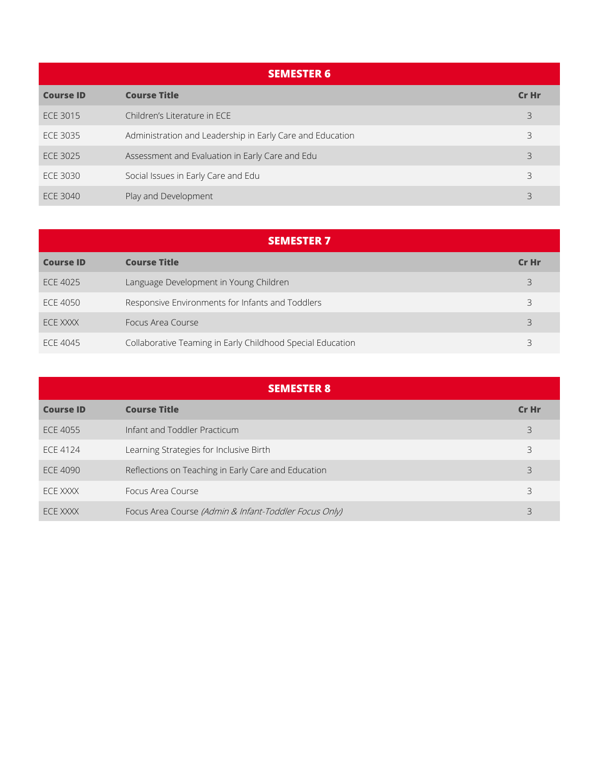## SEMESTER 6

| Course ID | Course Title | Cr Hr |
|---|---|---|
| ECE 3015 | Children's Literature in ECE | 3 |
| ECE 3035 | Administration and Leadership in Early Care and Education | 3 |
| ECE 3025 | Assessment and Evaluation in Early Care and Edu | 3 |
| ECE 3030 | Social Issues in Early Care and Edu | 3 |
| ECE 3040 | Play and Development | 3 |

## SEMESTER 7

| Course ID | Course Title | Cr Hr |
|---|---|---|
| ECE 4025 | Language Development in Young Children | 3 |
| ECE 4050 | Responsive Environments for Infants and Toddlers | 3 |
| ECE XXXX | Focus Area Course | 3 |
| ECE 4045 | Collaborative Teaming in Early Childhood Special Education | 3 |

## SEMESTER 8

| Course ID | Course Title | Cr Hr |
|---|---|---|
| ECE 4055 | Infant and Toddler Practicum | 3 |
| ECE 4124 | Learning Strategies for Inclusive Birth | 3 |
| ECE 4090 | Reflections on Teaching in Early Care and Education | 3 |
| ECE XXXX | Focus Area Course | 3 |
| ECE XXXX | Focus Area Course *(Admin & Infant-Toddler Focus Only)* | 3 |